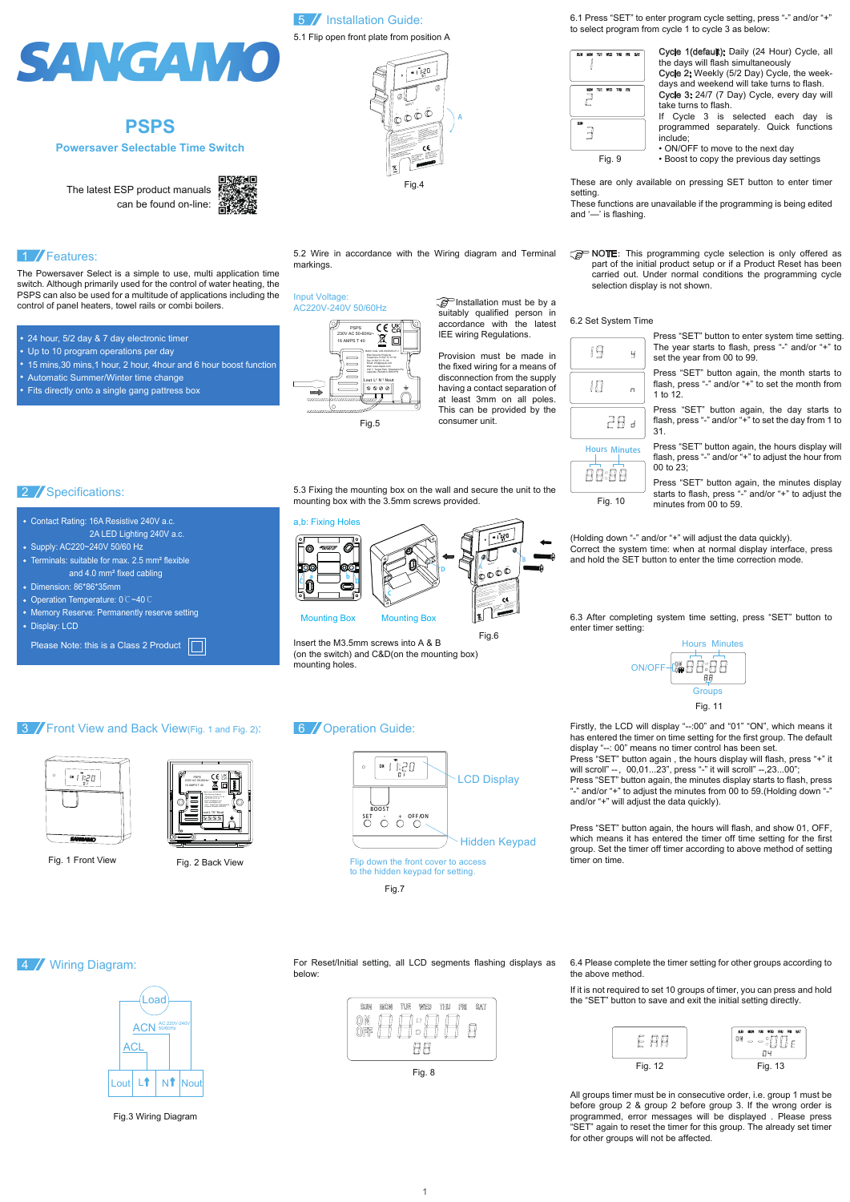# SANGAMO

## PSPS

### Powersaver Selectable Time Switch

The latest ESP product manuals can be found on-line:

## 1 Features:

The Powersaver Select is a simple to use, multi application time switch. Although primarily used for the control of water heating, the PSPS can also be used for a multitude of applications including the control of panel heaters, towel rails or combi boilers.

- 24 hour, 5/2 day & 7 day electronic timer
- Up to 10 program operations per day
- 15 mins,30 mins,1 hour, 2 hour, 4hour and 6 hour boost function
- Automatic Summer/Winter time change
- Fits directly onto a single gang pattress box

## 2 Specifications:

- Contact Rating: 16A Resistive 240V a.c.
  2A LED Lighting 240V a.c.
- Supply: AC220~240V 50/60 Hz
- Terminals: suitable for max. 2.5 mm² flexible and 4.0 mm² fixed cabling
- Dimension: 86*86*35mm
- Operation Temperature: 0℃~40℃
- Memory Reserve: Permanently reserve setting
- Display: LCD

Please Note: this is a Class 2 Product

## 3 Front View and Back View (Fig. 1 and Fig. 2):

Fig. 1 Front View

Fig. 2 Back View

## 4 Wiring Diagram:

Load
ACN AC 220V-240V 50/60Hz
ACL
Lout L N Nout

Fig.3 Wiring Diagram

## 5 Installation Guide:

5.1 Flip open front plate from position A

Fig.4

5.2 Wire in accordance with the Wiring diagram and Terminal markings.

Input Voltage:
AC220V-240V 50/60Hz

Installation must be by a suitably qualified person in accordance with the latest IEE wiring Regulations.

Provision must be made in the fixed wiring for a means of disconnection from the supply having a contact separation of at least 3mm on all poles. This can be provided by the consumer unit.

Fig.5

5.3 Fixing the mounting box on the wall and secure the unit to the mounting box with the 3.5mm screws provided.

a,b: Fixing Holes

Mounting Box    Mounting Box

Fig.6

Insert the M3.5mm screws into A & B (on the switch) and C&D(on the mounting box) mounting holes.

## 6 Operation Guide:

LCD Display

Hidden Keypad

BOOST
SET - + OFF/ON

Flip down the front cover to access to the hidden keypad for setting.

Fig.7

For Reset/Initial setting, all LCD segments flashing displays as below:

Fig. 8

6.1 Press "SET" to enter program cycle setting, press "-" and/or "+" to select program from cycle 1 to cycle 3 as below:

**Cycle 1(default):** Daily (24 Hour) Cycle, all the days will flash simultaneously

**Cycle 2:** Weekly (5/2 Day) Cycle, the week-days and weekend will take turns to flash.

**Cycle 3:** 24/7 (7 Day) Cycle, every day will take turns to flash.

If Cycle 3 is selected each day is programmed separately. Quick functions include;

- ON/OFF to move to the next day
- Boost to copy the previous day settings

Fig. 9

These are only available on pressing SET button to enter timer setting.
These functions are unavailable if the programming is being edited and '—' is flashing.

**NOTE**: This programming cycle selection is only offered as part of the initial product setup or if a Product Reset has been carried out. Under normal conditions the programming cycle selection display is not shown.

6.2 Set System Time

Press "SET" button to enter system time setting. The year starts to flash, press "-" and/or "+" to set the year from 00 to 99.

Press "SET" button again, the month starts to flash, press "-" and/or "+" to set the month from 1 to 12.

Press "SET" button again, the day starts to flash, press "-" and/or "+" to set the day from 1 to 31.

Press "SET" button again, the hours display will flash, press "-" and/or "+" to adjust the hour from 00 to 23;

Press "SET" button again, the minutes display starts to flash, press "-" and/or "+" to adjust the minutes from 00 to 59.

Hours Minutes

Fig. 10

(Holding down "-" and/or "+" will adjust the data quickly).
Correct the system time: when at normal display interface, press and hold the SET button to enter the time correction mode.

6.3 After completing system time setting, press "SET" button to enter timer setting:

Hours Minutes
ON/OFF
Groups

Fig. 11

Firstly, the LCD will display "--:00" and "01" "ON", which means it has entered the timer on time setting for the first group. The default display "--: 00" means no timer control has been set.
Press "SET" button again , the hours display will flash, press "+" it will scroll" --, 00,01...23", press "-" it will scroll" --,23...00";
Press "SET" button again, the minutes display starts to flash, press "-" and/or "+" to adjust the minutes from 00 to 59.(Holding down "-" and/or "+" will adjust the data quickly).

Press "SET" button again, the hours will flash, and show 01, OFF, which means it has entered the timer off time setting for the first group. Set the timer off timer according to above method of setting timer on time.

6.4 Please complete the timer setting for other groups according to the above method.

If it is not required to set 10 groups of timer, you can press and hold the "SET" button to save and exit the initial setting directly.

Fig. 12    Fig. 13

All groups timer must be in consecutive order, i.e. group 1 must be before group 2 & group 2 before group 3. If the wrong order is programmed, error messages will be displayed . Please press "SET" again to reset the timer for this group. The already set timer for other groups will not be affected.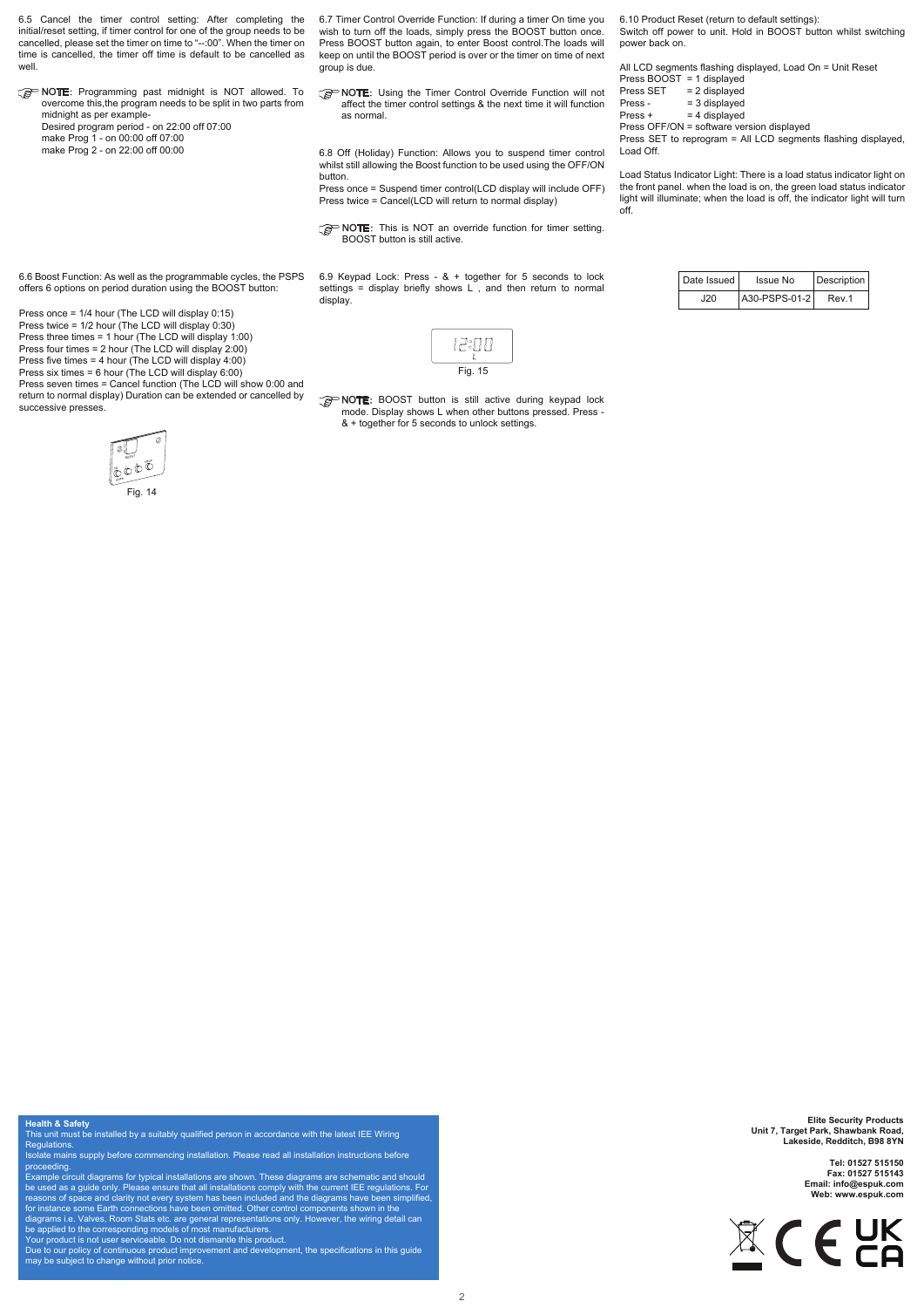6.5 Cancel the timer control setting: After completing the initial/reset setting, if timer control for one of the group needs to be cancelled, please set the timer on time to "--:00". When the timer on time is cancelled, the timer off time is default to be cancelled as well.

NOTE: Programming past midnight is NOT allowed. To overcome this,the program needs to be split in two parts from midnight as per example-
Desired program period - on 22:00 off 07:00
make Prog 1 - on 00:00 off 07:00
make Prog 2 - on 22:00 off 00:00

6.6 Boost Function: As well as the programmable cycles, the PSPS offers 6 options on period duration using the BOOST button:

Press once = 1/4 hour (The LCD will display 0:15)
Press twice = 1/2 hour (The LCD will display 0:30)
Press three times = 1 hour (The LCD will display 1:00)
Press four times = 2 hour (The LCD will display 2:00)
Press five times = 4 hour (The LCD will display 4:00)
Press six times = 6 hour (The LCD will display 6:00)
Press seven times = Cancel function (The LCD will show 0:00 and return to normal display) Duration can be extended or cancelled by successive presses.

Fig. 14

6.7 Timer Control Override Function: If during a timer On time you wish to turn off the loads, simply press the BOOST button once. Press BOOST button again, to enter Boost control.The loads will keep on until the BOOST period is over or the timer on time of next group is due.

NOTE: Using the Timer Control Override Function will not affect the timer control settings & the next time it will function as normal.

6.8 Off (Holiday) Function: Allows you to suspend timer control whilst still allowing the Boost function to be used using the OFF/ON button.
Press once = Suspend timer control(LCD display will include OFF)
Press twice = Cancel(LCD will return to normal display)

NOTE: This is NOT an override function for timer setting. BOOST button is still active.

6.9 Keypad Lock: Press - & + together for 5 seconds to lock settings = display briefly shows L , and then return to normal display.

Fig. 15

NOTE: BOOST button is still active during keypad lock mode. Display shows L when other buttons pressed. Press - & + together for 5 seconds to unlock settings.

6.10 Product Reset (return to default settings):
Switch off power to unit. Hold in BOOST button whilst switching power back on.

All LCD segments flashing displayed, Load On = Unit Reset
Press BOOST = 1 displayed
Press SET = 2 displayed
Press - = 3 displayed
Press + = 4 displayed
Press OFF/ON = software version displayed
Press SET to reprogram = All LCD segments flashing displayed, Load Off.

Load Status Indicator Light: There is a load status indicator light on the front panel. when the load is on, the green load status indicator light will illuminate; when the load is off, the indicator light will turn off.

| Date Issued | Issue No | Description |
|---|---|---|
| J20 | A30-PSPS-01-2 | Rev.1 |

**Health & Safety**
This unit must be installed by a suitably qualified person in accordance with the latest IEE Wiring Regulations.
Isolate mains supply before commencing installation. Please read all installation instructions before proceeding.
Example circuit diagrams for typical installations are shown. These diagrams are schematic and should be used as a guide only. Please ensure that all installations comply with the current IEE regulations. For reasons of space and clarity not every system has been included and the diagrams have been simplified, for instance some Earth connections have been omitted. Other control components shown in the diagrams i.e. Valves, Room Stats etc. are general representations only. However, the wiring detail can be applied to the corresponding models of most manufacturers.
Your product is not user serviceable. Do not dismantle this product.
Due to our policy of continuous product improvement and development, the specifications in this guide may be subject to change without prior notice.

**Elite Security Products**
**Unit 7, Target Park, Shawbank Road,**
**Lakeside, Redditch, B98 8YN**

**Tel: 01527 515150**
**Fax: 01527 515143**
**Email: info@espuk.com**
**Web: www.espuk.com**